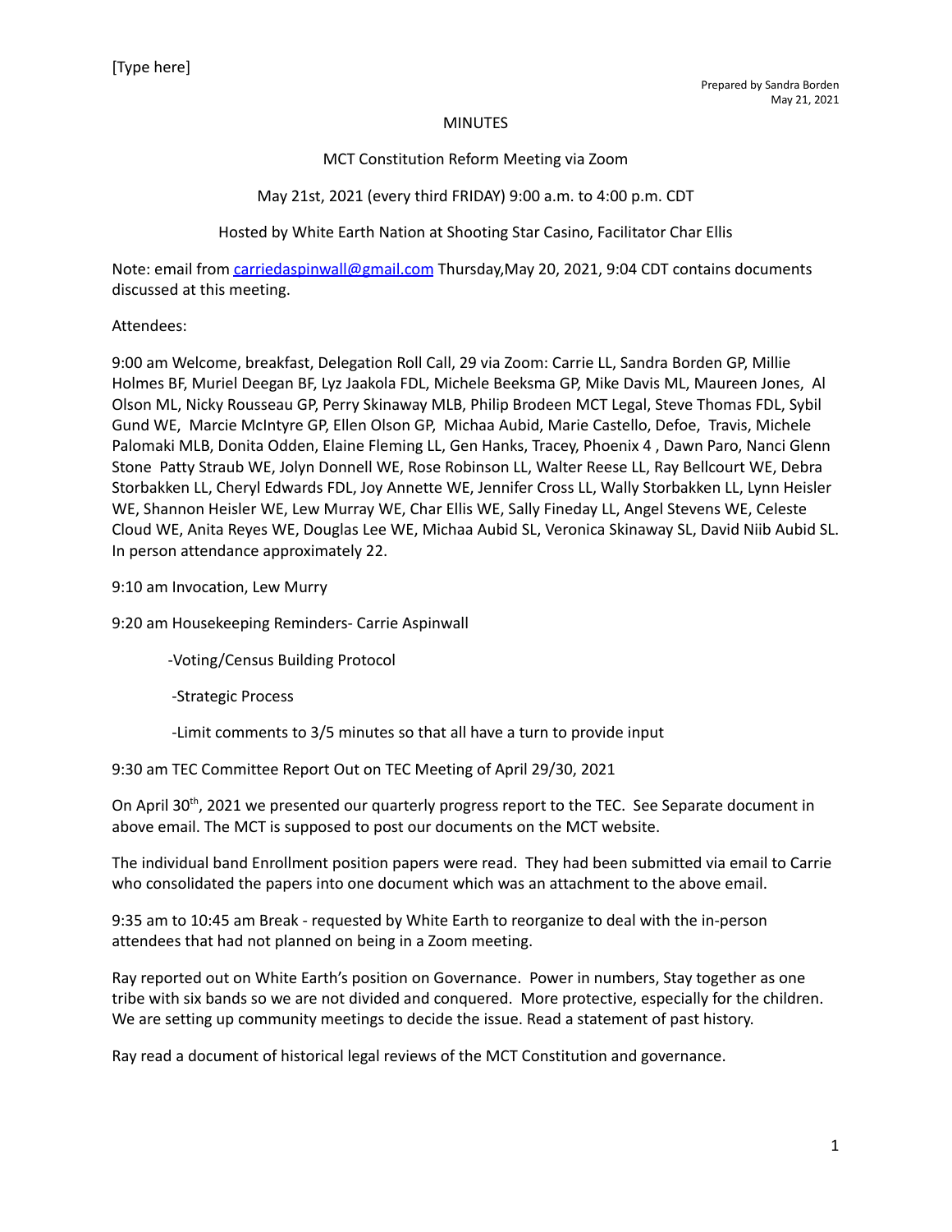[Type here]

Prepared by Sandra Borden
May 21, 2021

MINUTES

MCT Constitution Reform Meeting via Zoom

May 21st, 2021 (every third FRIDAY) 9:00 a.m. to 4:00 p.m. CDT

Hosted by White Earth Nation at Shooting Star Casino, Facilitator Char Ellis

Note: email from carriedaspinwall@gmail.com Thursday,May 20, 2021, 9:04 CDT contains documents discussed at this meeting.

Attendees:

9:00 am Welcome, breakfast, Delegation Roll Call, 29 via Zoom: Carrie LL, Sandra Borden GP, Millie Holmes BF, Muriel Deegan BF, Lyz Jaakola FDL, Michele Beeksma GP, Mike Davis ML, Maureen Jones, Al Olson ML, Nicky Rousseau GP, Perry Skinaway MLB, Philip Brodeen MCT Legal, Steve Thomas FDL, Sybil Gund WE, Marcie McIntyre GP, Ellen Olson GP, Michaa Aubid, Marie Castello, Defoe, Travis, Michele Palomaki MLB, Donita Odden, Elaine Fleming LL, Gen Hanks, Tracey, Phoenix 4 , Dawn Paro, Nanci Glenn Stone Patty Straub WE, Jolyn Donnell WE, Rose Robinson LL, Walter Reese LL, Ray Bellcourt WE, Debra Storbakken LL, Cheryl Edwards FDL, Joy Annette WE, Jennifer Cross LL, Wally Storbakken LL, Lynn Heisler WE, Shannon Heisler WE, Lew Murray WE, Char Ellis WE, Sally Fineday LL, Angel Stevens WE, Celeste Cloud WE, Anita Reyes WE, Douglas Lee WE, Michaa Aubid SL, Veronica Skinaway SL, David Niib Aubid SL. In person attendance approximately 22.

9:10 am Invocation, Lew Murry

9:20 am Housekeeping Reminders- Carrie Aspinwall

- Voting/Census Building Protocol
- Strategic Process
- Limit comments to 3/5 minutes so that all have a turn to provide input

9:30 am TEC Committee Report Out on TEC Meeting of April 29/30, 2021

On April 30th, 2021 we presented our quarterly progress report to the TEC. See Separate document in above email. The MCT is supposed to post our documents on the MCT website.

The individual band Enrollment position papers were read. They had been submitted via email to Carrie who consolidated the papers into one document which was an attachment to the above email.

9:35 am to 10:45 am Break - requested by White Earth to reorganize to deal with the in-person attendees that had not planned on being in a Zoom meeting.

Ray reported out on White Earth's position on Governance. Power in numbers, Stay together as one tribe with six bands so we are not divided and conquered. More protective, especially for the children. We are setting up community meetings to decide the issue. Read a statement of past history.

Ray read a document of historical legal reviews of the MCT Constitution and governance.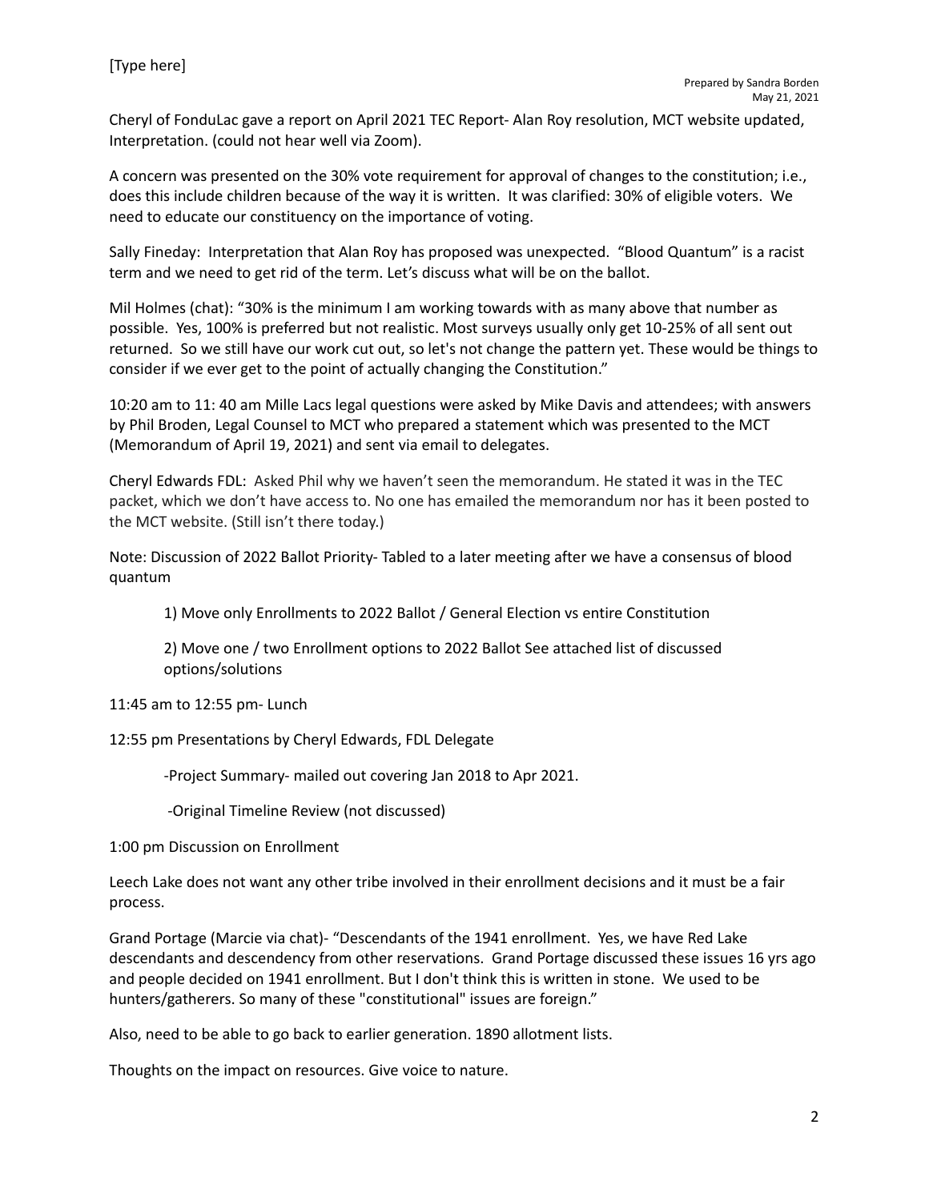Cheryl of FonduLac gave a report on April 2021 TEC Report- Alan Roy resolution, MCT website updated, Interpretation. (could not hear well via Zoom).

A concern was presented on the 30% vote requirement for approval of changes to the constitution; i.e., does this include children because of the way it is written. It was clarified: 30% of eligible voters. We need to educate our constituency on the importance of voting.

Sally Fineday: Interpretation that Alan Roy has proposed was unexpected. "Blood Quantum" is a racist term and we need to get rid of the term. Let's discuss what will be on the ballot.

Mil Holmes (chat): "30% is the minimum I am working towards with as many above that number as possible. Yes, 100% is preferred but not realistic. Most surveys usually only get 10-25% of all sent out returned. So we still have our work cut out, so let's not change the pattern yet. These would be things to consider if we ever get to the point of actually changing the Constitution."

10:20 am to 11: 40 am Mille Lacs legal questions were asked by Mike Davis and attendees; with answers by Phil Broden, Legal Counsel to MCT who prepared a statement which was presented to the MCT (Memorandum of April 19, 2021) and sent via email to delegates.

Cheryl Edwards FDL: Asked Phil why we haven't seen the memorandum. He stated it was in the TEC packet, which we don't have access to. No one has emailed the memorandum nor has it been posted to the MCT website. (Still isn't there today.)

Note: Discussion of 2022 Ballot Priority- Tabled to a later meeting after we have a consensus of blood quantum

1) Move only Enrollments to 2022 Ballot / General Election vs entire Constitution

2) Move one / two Enrollment options to 2022 Ballot See attached list of discussed options/solutions

11:45 am to 12:55 pm- Lunch

12:55 pm Presentations by Cheryl Edwards, FDL Delegate

-Project Summary- mailed out covering Jan 2018 to Apr 2021.

-Original Timeline Review (not discussed)

1:00 pm Discussion on Enrollment

Leech Lake does not want any other tribe involved in their enrollment decisions and it must be a fair process.

Grand Portage (Marcie via chat)- "Descendants of the 1941 enrollment. Yes, we have Red Lake descendants and descendency from other reservations. Grand Portage discussed these issues 16 yrs ago and people decided on 1941 enrollment. But I don't think this is written in stone. We used to be hunters/gatherers. So many of these "constitutional" issues are foreign."

Also, need to be able to go back to earlier generation. 1890 allotment lists.

Thoughts on the impact on resources. Give voice to nature.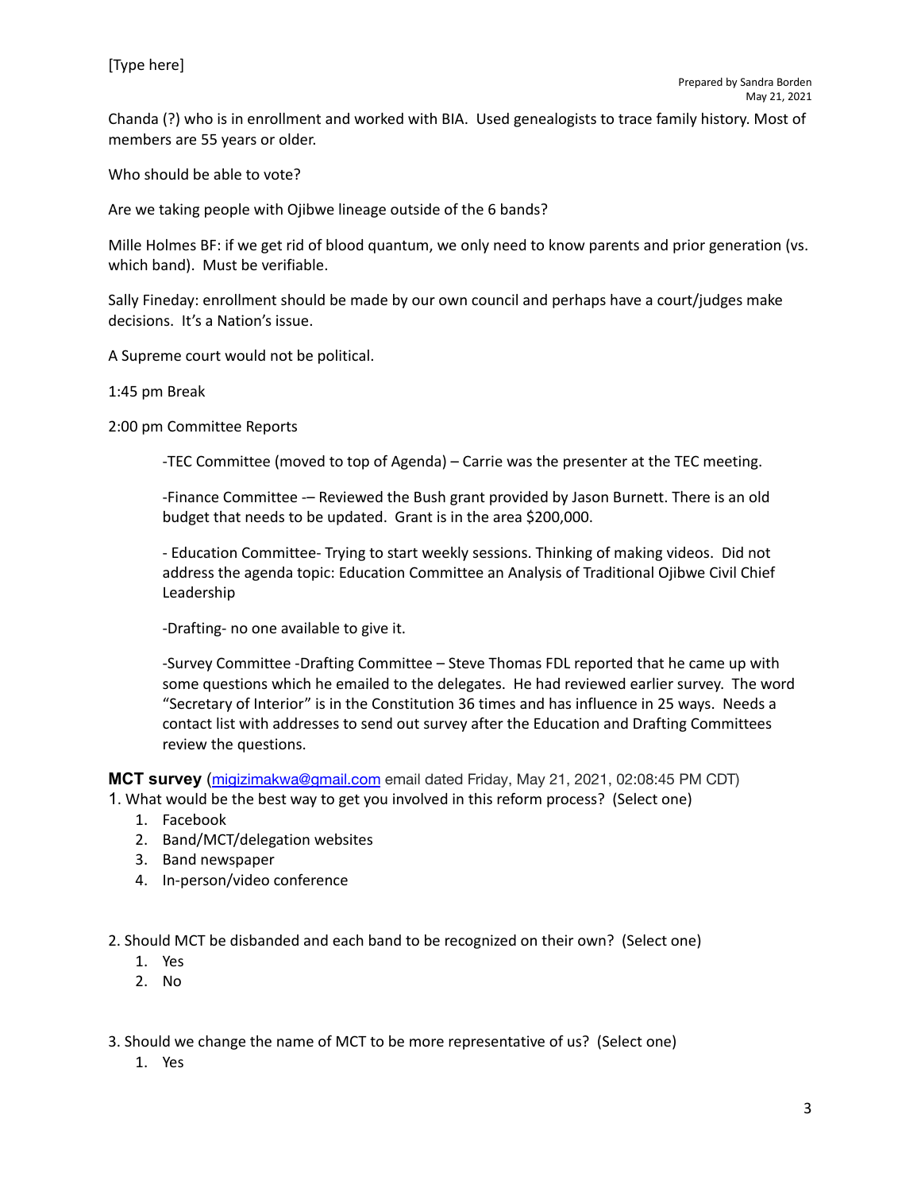Chanda (?) who is in enrollment and worked with BIA. Used genealogists to trace family history. Most of members are 55 years or older.

Who should be able to vote?

Are we taking people with Ojibwe lineage outside of the 6 bands?

Mille Holmes BF: if we get rid of blood quantum, we only need to know parents and prior generation (vs. which band). Must be verifiable.

Sally Fineday: enrollment should be made by our own council and perhaps have a court/judges make decisions. It's a Nation's issue.

A Supreme court would not be political.

1:45 pm Break

2:00 pm Committee Reports

-TEC Committee (moved to top of Agenda) – Carrie was the presenter at the TEC meeting.

-Finance Committee -– Reviewed the Bush grant provided by Jason Burnett. There is an old budget that needs to be updated. Grant is in the area $200,000.

- Education Committee- Trying to start weekly sessions. Thinking of making videos. Did not address the agenda topic: Education Committee an Analysis of Traditional Ojibwe Civil Chief Leadership

-Drafting- no one available to give it.

-Survey Committee -Drafting Committee – Steve Thomas FDL reported that he came up with some questions which he emailed to the delegates. He had reviewed earlier survey. The word "Secretary of Interior" is in the Constitution 36 times and has influence in 25 ways. Needs a contact list with addresses to send out survey after the Education and Drafting Committees review the questions.

**MCT survey** (migizimakwa@gmail.com email dated Friday, May 21, 2021, 02:08:45 PM CDT)

1. What would be the best way to get you involved in this reform process? (Select one)
   1. Facebook
   2. Band/MCT/delegation websites
   3. Band newspaper
   4. In-person/video conference

2. Should MCT be disbanded and each band to be recognized on their own? (Select one)
   1. Yes
   2. No

3. Should we change the name of MCT to be more representative of us? (Select one)
   1. Yes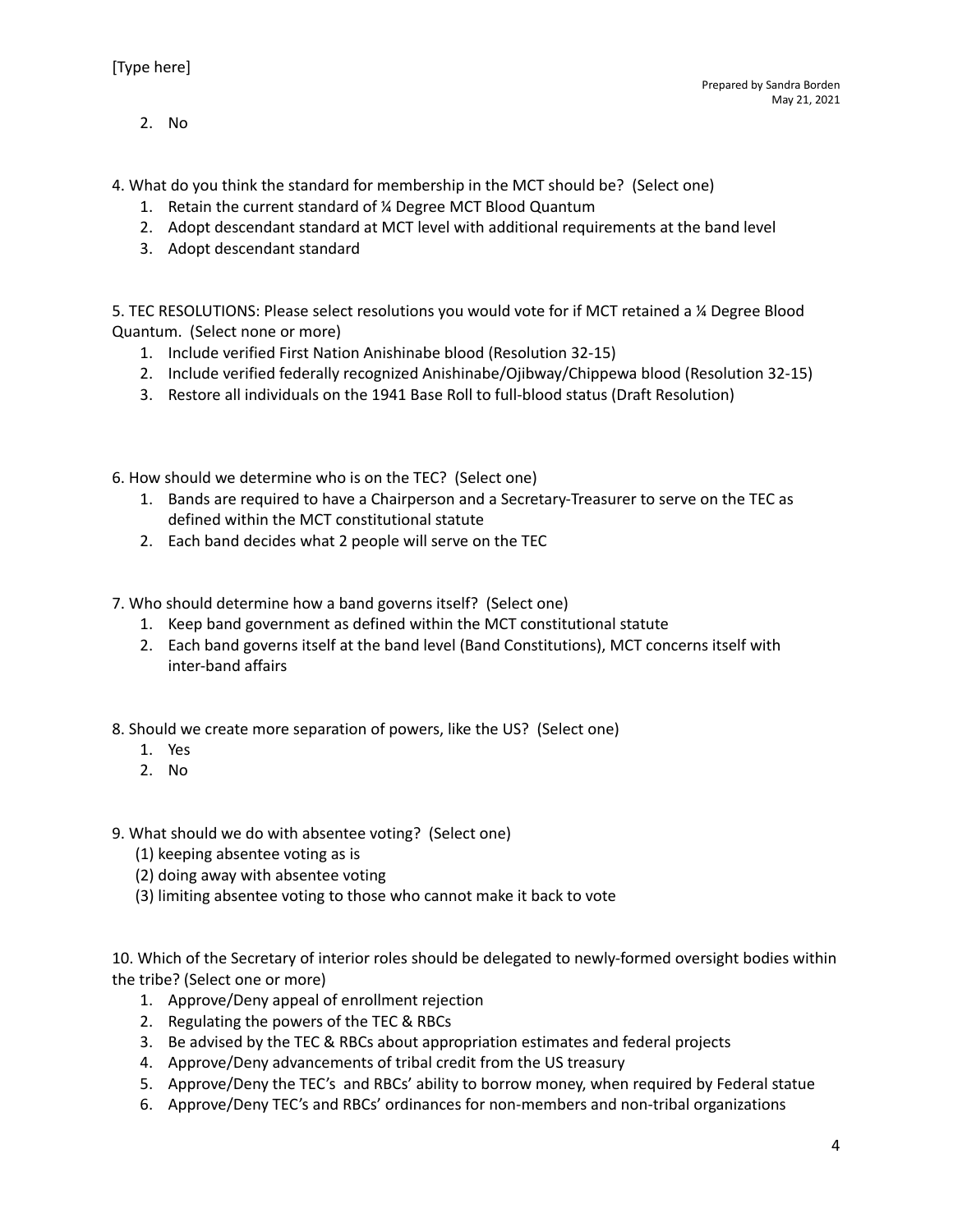2. No

4. What do you think the standard for membership in the MCT should be? (Select one)

1. Retain the current standard of ¼ Degree MCT Blood Quantum
2. Adopt descendant standard at MCT level with additional requirements at the band level
3. Adopt descendant standard

5. TEC RESOLUTIONS: Please select resolutions you would vote for if MCT retained a ¼ Degree Blood Quantum. (Select none or more)

1. Include verified First Nation Anishinabe blood (Resolution 32-15)
2. Include verified federally recognized Anishinabe/Ojibway/Chippewa blood (Resolution 32-15)
3. Restore all individuals on the 1941 Base Roll to full-blood status (Draft Resolution)

6. How should we determine who is on the TEC? (Select one)

1. Bands are required to have a Chairperson and a Secretary-Treasurer to serve on the TEC as defined within the MCT constitutional statute
2. Each band decides what 2 people will serve on the TEC

7. Who should determine how a band governs itself? (Select one)

1. Keep band government as defined within the MCT constitutional statute
2. Each band governs itself at the band level (Band Constitutions), MCT concerns itself with inter-band affairs

8. Should we create more separation of powers, like the US? (Select one)

1. Yes
2. No

9. What should we do with absentee voting? (Select one)

(1) keeping absentee voting as is
(2) doing away with absentee voting
(3) limiting absentee voting to those who cannot make it back to vote

10. Which of the Secretary of interior roles should be delegated to newly-formed oversight bodies within the tribe? (Select one or more)

1. Approve/Deny appeal of enrollment rejection
2. Regulating the powers of the TEC & RBCs
3. Be advised by the TEC & RBCs about appropriation estimates and federal projects
4. Approve/Deny advancements of tribal credit from the US treasury
5. Approve/Deny the TEC's and RBCs' ability to borrow money, when required by Federal statue
6. Approve/Deny TEC's and RBCs' ordinances for non-members and non-tribal organizations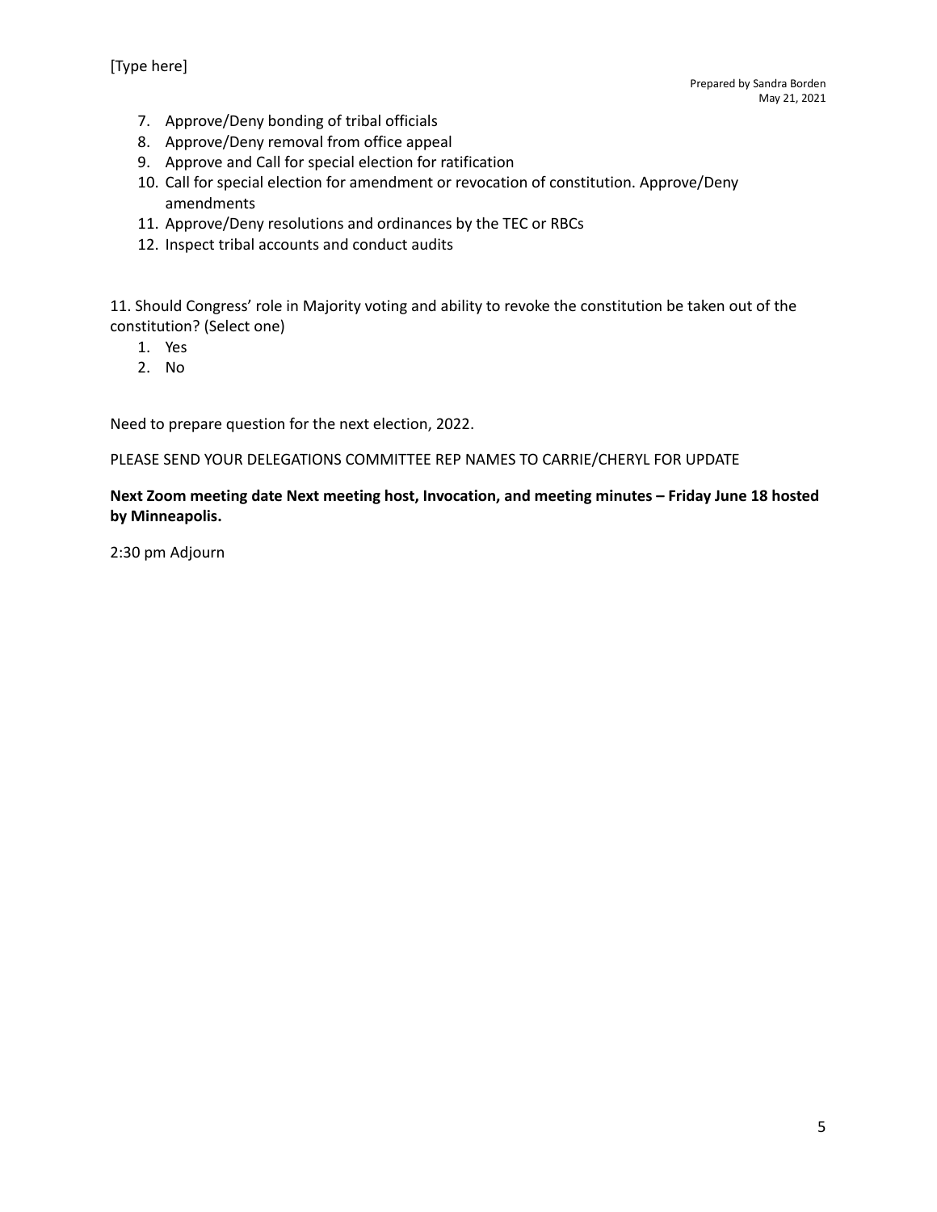7. Approve/Deny bonding of tribal officials
8. Approve/Deny removal from office appeal
9. Approve and Call for special election for ratification
10. Call for special election for amendment or revocation of constitution. Approve/Deny amendments
11. Approve/Deny resolutions and ordinances by the TEC or RBCs
12. Inspect tribal accounts and conduct audits

11. Should Congress' role in Majority voting and ability to revoke the constitution be taken out of the constitution? (Select one)

1. Yes
2. No

Need to prepare question for the next election, 2022.

PLEASE SEND YOUR DELEGATIONS COMMITTEE REP NAMES TO CARRIE/CHERYL FOR UPDATE

**Next Zoom meeting date Next meeting host, Invocation, and meeting minutes – Friday June 18 hosted by Minneapolis.**

2:30 pm Adjourn